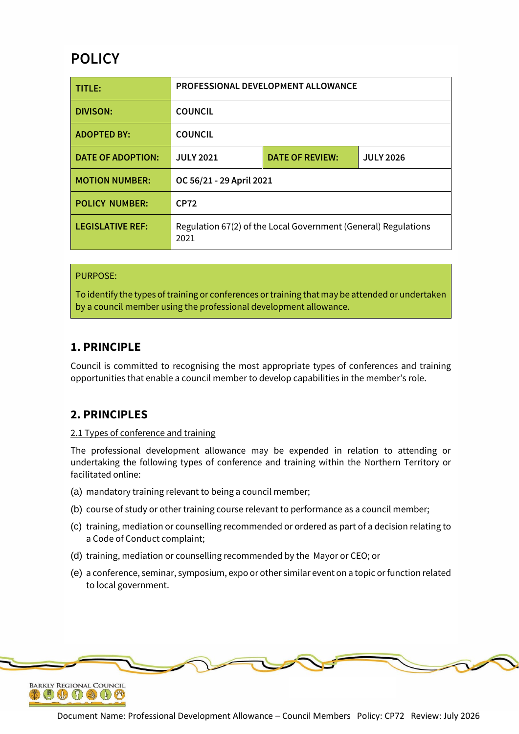# POLICY

| TITLE: | PROFESSIONAL DEVELOPMENT ALLOWANCE | | |
|---|---|---|---|
| DIVISON: | COUNCIL | | |
| ADOPTED BY: | COUNCIL | | |
| DATE OF ADOPTION: | JULY 2021 | DATE OF REVIEW: | JULY 2026 |
| MOTION NUMBER: | OC 56/21 - 29 April 2021 | | |
| POLICY NUMBER: | CP72 | | |
| LEGISLATIVE REF: | Regulation 67(2) of the Local Government (General) Regulations 2021 | | |

PURPOSE:

To identify the types of training or conferences or training that may be attended or undertaken by a council member using the professional development allowance.

## 1. PRINCIPLE

Council is committed to recognising the most appropriate types of conferences and training opportunities that enable a council member to develop capabilities in the member's role.

## 2. PRINCIPLES

2.1 Types of conference and training

The professional development allowance may be expended in relation to attending or undertaking the following types of conference and training within the Northern Territory or facilitated online:

(a) mandatory training relevant to being a council member;

(b) course of study or other training course relevant to performance as a council member;

(c) training, mediation or counselling recommended or ordered as part of a decision relating to a Code of Conduct complaint;

(d) training, mediation or counselling recommended by the Mayor or CEO; or

(e) a conference, seminar, symposium, expo or other similar event on a topic or function related to local government.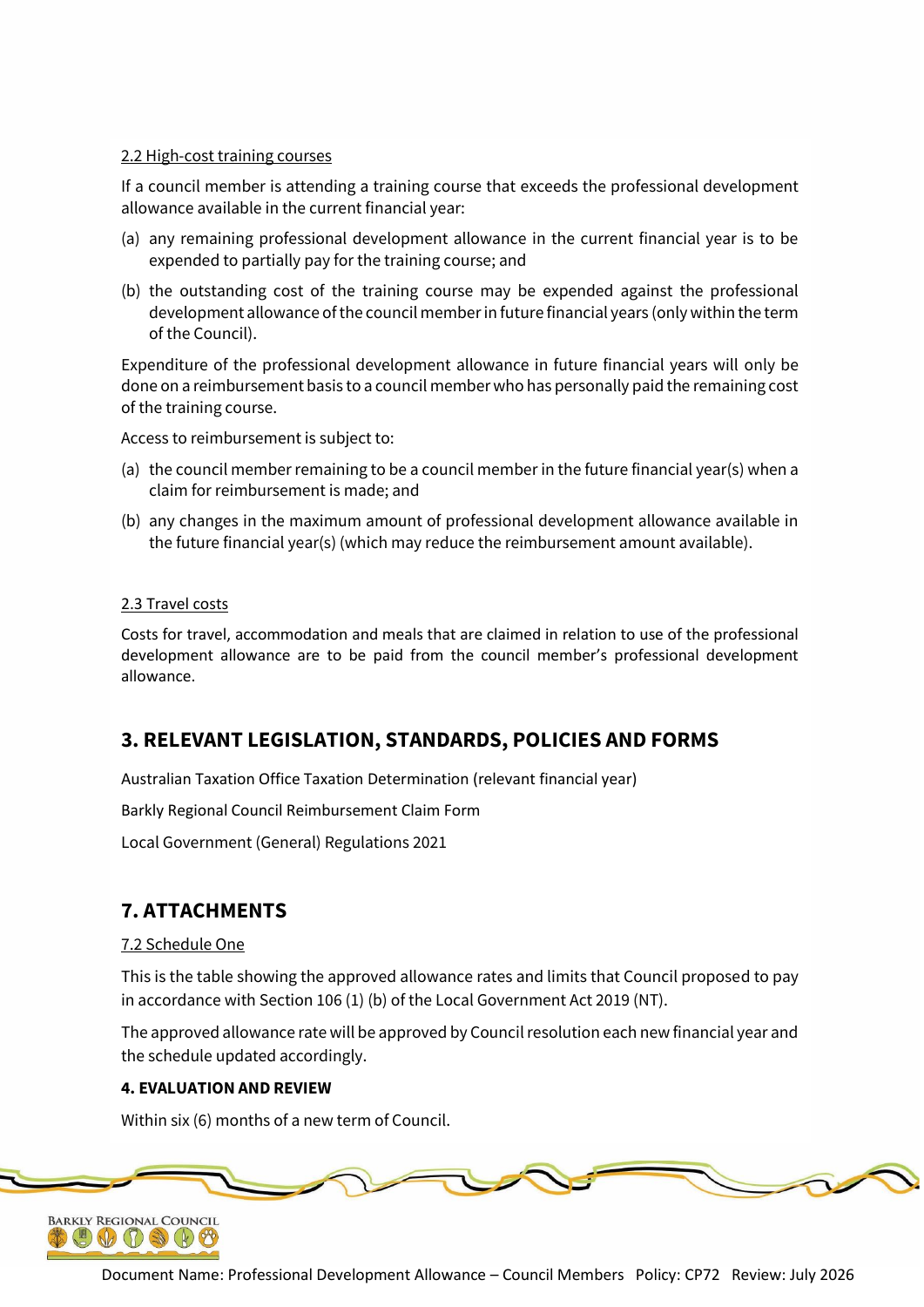2.2 High-cost training courses

If a council member is attending a training course that exceeds the professional development allowance available in the current financial year:

(a) any remaining professional development allowance in the current financial year is to be expended to partially pay for the training course; and

(b) the outstanding cost of the training course may be expended against the professional development allowance of the council member in future financial years (only within the term of the Council).

Expenditure of the professional development allowance in future financial years will only be done on a reimbursement basis to a council member who has personally paid the remaining cost of the training course.

Access to reimbursement is subject to:

(a) the council member remaining to be a council member in the future financial year(s) when a claim for reimbursement is made; and

(b) any changes in the maximum amount of professional development allowance available in the future financial year(s) (which may reduce the reimbursement amount available).

2.3 Travel costs

Costs for travel, accommodation and meals that are claimed in relation to use of the professional development allowance are to be paid from the council member's professional development allowance.

## 3. RELEVANT LEGISLATION, STANDARDS, POLICIES AND FORMS

Australian Taxation Office Taxation Determination (relevant financial year)

Barkly Regional Council Reimbursement Claim Form

Local Government (General) Regulations 2021

## 7. ATTACHMENTS

7.2 Schedule One

This is the table showing the approved allowance rates and limits that Council proposed to pay in accordance with Section 106 (1) (b) of the Local Government Act 2019 (NT).

The approved allowance rate will be approved by Council resolution each new financial year and the schedule updated accordingly.

**4. EVALUATION AND REVIEW**

Within six (6) months of a new term of Council.